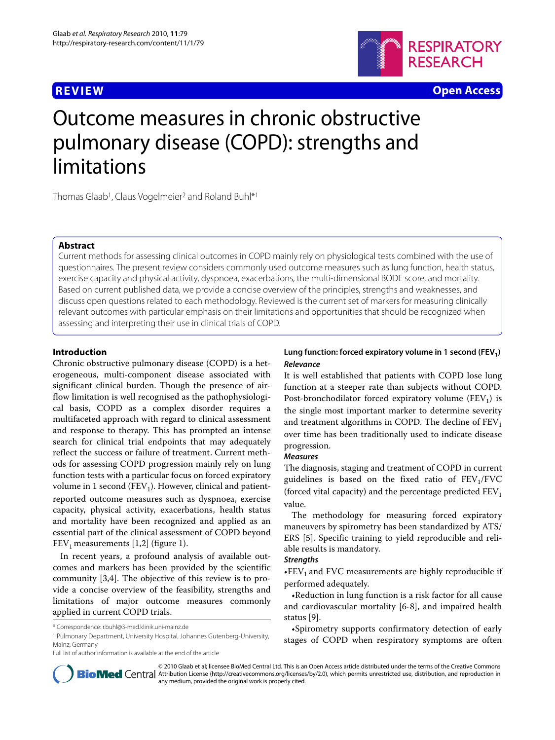**REVIEW** **Open Access**

# Outcome measures in chronic obstructive pulmonary disease (COPD): strengths and limitations

Thomas Glaab[1], Claus Vogelmeier[2] and Roland Buhl*[1]

## Abstract

Current methods for assessing clinical outcomes in COPD mainly rely on physiological tests combined with the use of questionnaires. The present review considers commonly used outcome measures such as lung function, health status, exercise capacity and physical activity, dyspnoea, exacerbations, the multi-dimensional BODE score, and mortality. Based on current published data, we provide a concise overview of the principles, strengths and weaknesses, and discuss open questions related to each methodology. Reviewed is the current set of markers for measuring clinically relevant outcomes with particular emphasis on their limitations and opportunities that should be recognized when assessing and interpreting their use in clinical trials of COPD.

## Introduction

Chronic obstructive pulmonary disease (COPD) is a heterogeneous, multi-component disease associated with significant clinical burden. Though the presence of airflow limitation is well recognised as the pathophysiological basis, COPD as a complex disorder requires a multifaceted approach with regard to clinical assessment and response to therapy. This has prompted an intense search for clinical trial endpoints that may adequately reflect the success or failure of treatment. Current methods for assessing COPD progression mainly rely on lung function tests with a particular focus on forced expiratory volume in 1 second ($FEV_1$). However, clinical and patient-reported outcome measures such as dyspnoea, exercise capacity, physical activity, exacerbations, health status and mortality have been recognized and applied as an essential part of the clinical assessment of COPD beyond $FEV_1$ measurements [1,2] (figure 1).

In recent years, a profound analysis of available outcomes and markers has been provided by the scientific community [3,4]. The objective of this review is to provide a concise overview of the feasibility, strengths and limitations of major outcome measures commonly applied in current COPD trials.

### Lung function: forced expiratory volume in 1 second ($FEV_1$)

***Relevance***

It is well established that patients with COPD lose lung function at a steeper rate than subjects without COPD. Post-bronchodilator forced expiratory volume ($FEV_1$) is the single most important marker to determine severity and treatment algorithms in COPD. The decline of $FEV_1$ over time has been traditionally used to indicate disease progression.

***Measures***

The diagnosis, staging and treatment of COPD in current guidelines is based on the fixed ratio of $FEV_1$/FVC (forced vital capacity) and the percentage predicted $FEV_1$ value.

The methodology for measuring forced expiratory maneuvers by spirometry has been standardized by ATS/ERS [5]. Specific training to yield reproducible and reliable results is mandatory.

***Strengths***

•$FEV_1$ and FVC measurements are highly reproducible if performed adequately.

•Reduction in lung function is a risk factor for all cause and cardiovascular mortality [6-8], and impaired health status [9].

•Spirometry supports confirmatory detection of early stages of COPD when respiratory symptoms are often

\* Correspondence: r.buhl@3-med.klinik.uni-mainz.de

[1] Pulmonary Department, University Hospital, Johannes Gutenberg-University, Mainz, Germany

Full list of author information is available at the end of the article

© 2010 Glaab et al; licensee BioMed Central Ltd. This is an Open Access article distributed under the terms of the Creative Commons Attribution License (http://creativecommons.org/licenses/by/2.0), which permits unrestricted use, distribution, and reproduction in any medium, provided the original work is properly cited.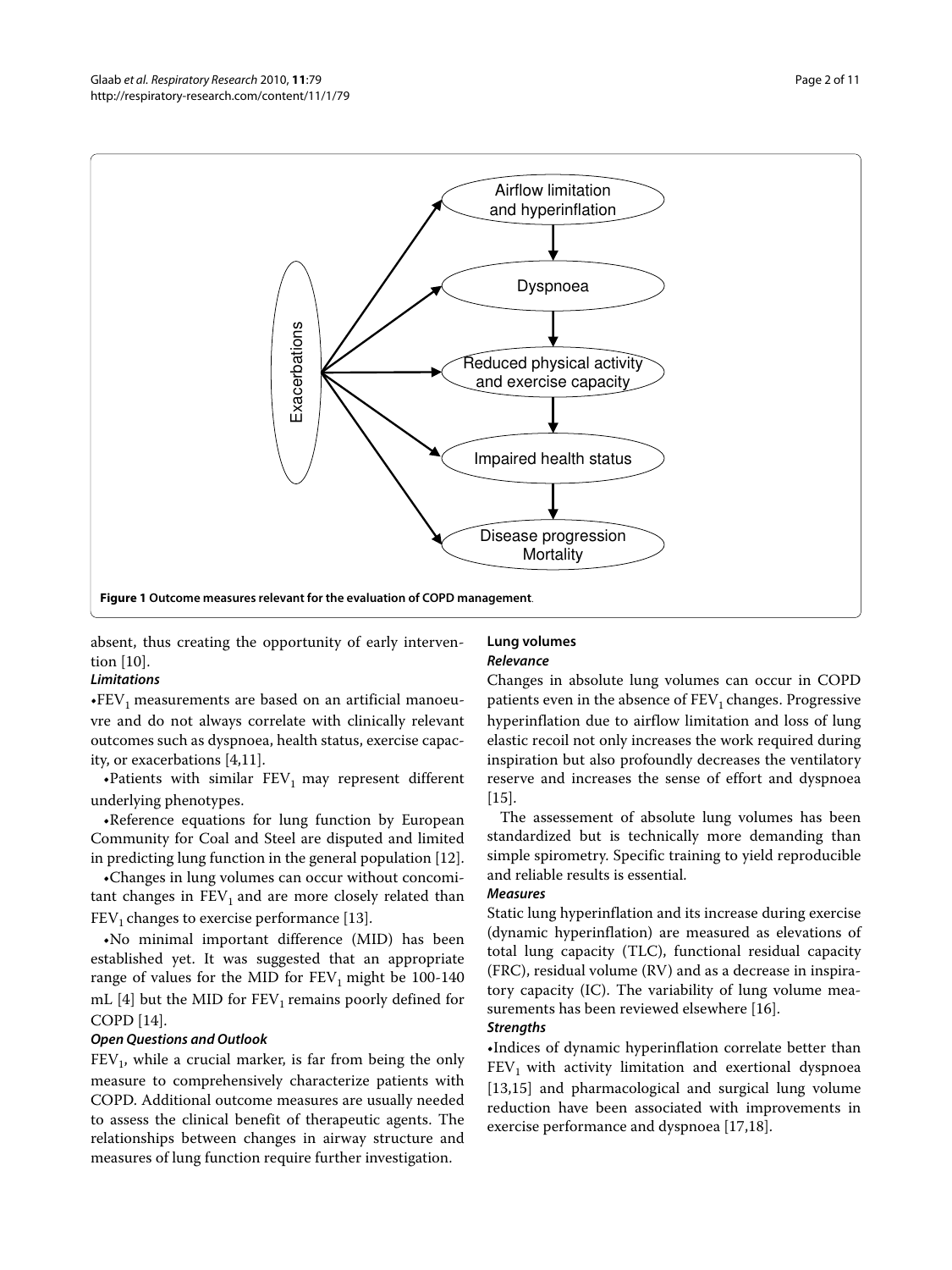**Figure 1 Outcome measures relevant for the evaluation of COPD management**.

absent, thus creating the opportunity of early intervention [10].

***Limitations***

•$FEV_1$ measurements are based on an artificial manoeuvre and do not always correlate with clinically relevant outcomes such as dyspnoea, health status, exercise capacity, or exacerbations [4,11].

•Patients with similar $FEV_1$ may represent different underlying phenotypes.

•Reference equations for lung function by European Community for Coal and Steel are disputed and limited in predicting lung function in the general population [12].

•Changes in lung volumes can occur without concomitant changes in $FEV_1$ and are more closely related than $FEV_1$ changes to exercise performance [13].

•No minimal important difference (MID) has been established yet. It was suggested that an appropriate range of values for the MID for $FEV_1$ might be 100-140 mL [4] but the MID for $FEV_1$ remains poorly defined for COPD [14].

***Open Questions and Outlook***

$FEV_1$, while a crucial marker, is far from being the only measure to comprehensively characterize patients with COPD. Additional outcome measures are usually needed to assess the clinical benefit of therapeutic agents. The relationships between changes in airway structure and measures of lung function require further investigation.

### Lung volumes

***Relevance***

Changes in absolute lung volumes can occur in COPD patients even in the absence of $FEV_1$ changes. Progressive hyperinflation due to airflow limitation and loss of lung elastic recoil not only increases the work required during inspiration but also profoundly decreases the ventilatory reserve and increases the sense of effort and dyspnoea [15].

The assessement of absolute lung volumes has been standardized but is technically more demanding than simple spirometry. Specific training to yield reproducible and reliable results is essential.

***Measures***

Static lung hyperinflation and its increase during exercise (dynamic hyperinflation) are measured as elevations of total lung capacity (TLC), functional residual capacity (FRC), residual volume (RV) and as a decrease in inspiratory capacity (IC). The variability of lung volume measurements has been reviewed elsewhere [16].

***Strengths***

•Indices of dynamic hyperinflation correlate better than $FEV_1$ with activity limitation and exertional dyspnoea [13,15] and pharmacological and surgical lung volume reduction have been associated with improvements in exercise performance and dyspnoea [17,18].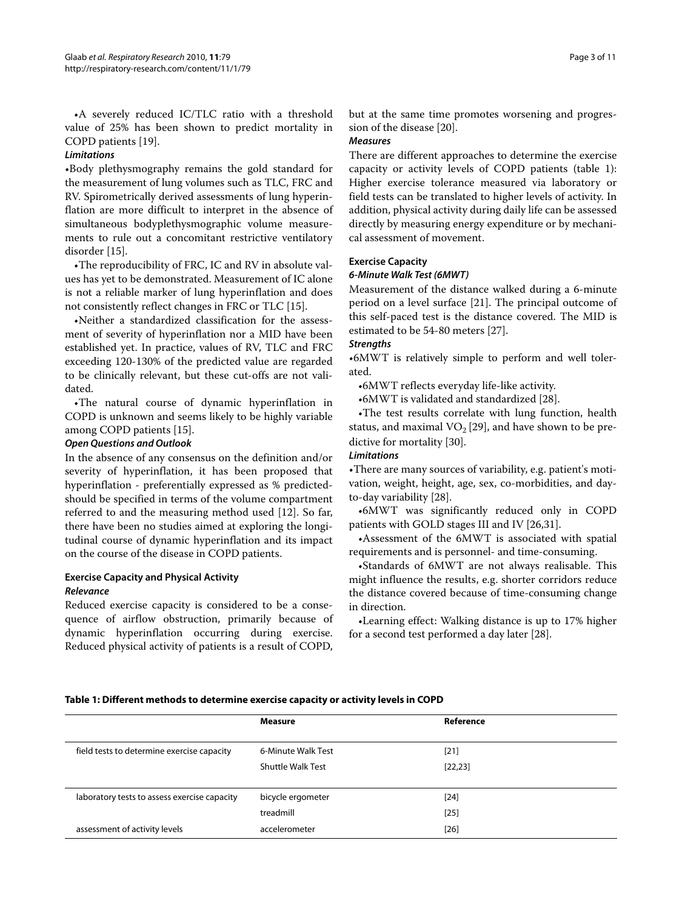•A severely reduced IC/TLC ratio with a threshold value of 25% has been shown to predict mortality in COPD patients [19].

*Limitations*

•Body plethysmography remains the gold standard for the measurement of lung volumes such as TLC, FRC and RV. Spirometrically derived assessments of lung hyperinflation are more difficult to interpret in the absence of simultaneous bodyplethysmographic volume measurements to rule out a concomitant restrictive ventilatory disorder [15].

•The reproducibility of FRC, IC and RV in absolute values has yet to be demonstrated. Measurement of IC alone is not a reliable marker of lung hyperinflation and does not consistently reflect changes in FRC or TLC [15].

•Neither a standardized classification for the assessment of severity of hyperinflation nor a MID have been established yet. In practice, values of RV, TLC and FRC exceeding 120-130% of the predicted value are regarded to be clinically relevant, but these cut-offs are not validated.

•The natural course of dynamic hyperinflation in COPD is unknown and seems likely to be highly variable among COPD patients [15].

*Open Questions and Outlook*

In the absence of any consensus on the definition and/or severity of hyperinflation, it has been proposed that hyperinflation - preferentially expressed as % predicted- should be specified in terms of the volume compartment referred to and the measuring method used [12]. So far, there have been no studies aimed at exploring the longitudinal course of dynamic hyperinflation and its impact on the course of the disease in COPD patients.

### Exercise Capacity and Physical Activity

*Relevance*

Reduced exercise capacity is considered to be a consequence of airflow obstruction, primarily because of dynamic hyperinflation occurring during exercise. Reduced physical activity of patients is a result of COPD, but at the same time promotes worsening and progression of the disease [20].

*Measures*

There are different approaches to determine the exercise capacity or activity levels of COPD patients (table 1): Higher exercise tolerance measured via laboratory or field tests can be translated to higher levels of activity. In addition, physical activity during daily life can be assessed directly by measuring energy expenditure or by mechanical assessment of movement.

### Exercise Capacity

*6-Minute Walk Test (6MWT)*

Measurement of the distance walked during a 6-minute period on a level surface [21]. The principal outcome of this self-paced test is the distance covered. The MID is estimated to be 54-80 meters [27].

*Strengths*

•6MWT is relatively simple to perform and well tolerated.

•6MWT reflects everyday life-like activity.

•6MWT is validated and standardized [28].

•The test results correlate with lung function, health status, and maximal $VO_2$ [29], and have shown to be predictive for mortality [30].

*Limitations*

•There are many sources of variability, e.g. patient's motivation, weight, height, age, sex, co-morbidities, and day-to-day variability [28].

•6MWT was significantly reduced only in COPD patients with GOLD stages III and IV [26,31].

•Assessment of the 6MWT is associated with spatial requirements and is personnel- and time-consuming.

•Standards of 6MWT are not always realisable. This might influence the results, e.g. shorter corridors reduce the distance covered because of time-consuming change in direction.

•Learning effect: Walking distance is up to 17% higher for a second test performed a day later [28].

**Table 1: Different methods to determine exercise capacity or activity levels in COPD**

| | Measure | Reference |
|---|---|---|
| field tests to determine exercise capacity | 6-Minute Walk Test | [21] |
| | Shuttle Walk Test | [22,23] |
| laboratory tests to assess exercise capacity | bicycle ergometer | [24] |
| | treadmill | [25] |
| assessment of activity levels | accelerometer | [26] |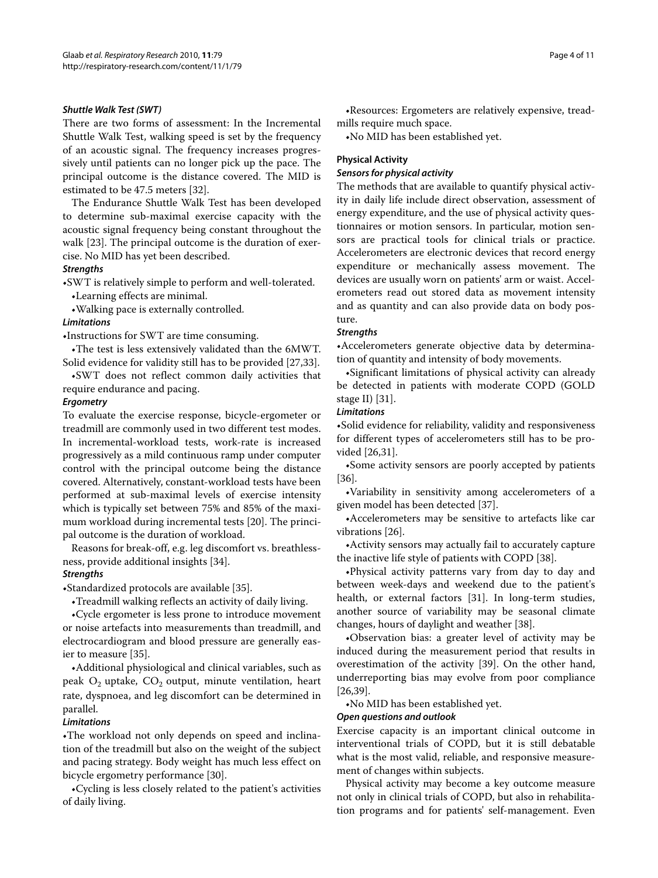#### *Shuttle Walk Test (SWT)*

There are two forms of assessment: In the Incremental Shuttle Walk Test, walking speed is set by the frequency of an acoustic signal. The frequency increases progressively until patients can no longer pick up the pace. The principal outcome is the distance covered. The MID is estimated to be 47.5 meters [32].

The Endurance Shuttle Walk Test has been developed to determine sub-maximal exercise capacity with the acoustic signal frequency being constant throughout the walk [23]. The principal outcome is the duration of exercise. No MID has yet been described.

##### *Strengths*

- SWT is relatively simple to perform and well-tolerated.
- Learning effects are minimal.
- Walking pace is externally controlled.

##### *Limitations*

- Instructions for SWT are time consuming.
- The test is less extensively validated than the 6MWT. Solid evidence for validity still has to be provided [27,33].
- SWT does not reflect common daily activities that require endurance and pacing.

#### *Ergometry*

To evaluate the exercise response, bicycle-ergometer or treadmill are commonly used in two different test modes. In incremental-workload tests, work-rate is increased progressively as a mild continuous ramp under computer control with the principal outcome being the distance covered. Alternatively, constant-workload tests have been performed at sub-maximal levels of exercise intensity which is typically set between 75% and 85% of the maximum workload during incremental tests [20]. The principal outcome is the duration of workload.

Reasons for break-off, e.g. leg discomfort vs. breathlessness, provide additional insights [34].

##### *Strengths*

- Standardized protocols are available [35].
- Treadmill walking reflects an activity of daily living.
- Cycle ergometer is less prone to introduce movement or noise artefacts into measurements than treadmill, and electrocardiogram and blood pressure are generally easier to measure [35].
- Additional physiological and clinical variables, such as peak $O_2$ uptake, $CO_2$ output, minute ventilation, heart rate, dyspnoea, and leg discomfort can be determined in parallel.

##### *Limitations*

- The workload not only depends on speed and inclination of the treadmill but also on the weight of the subject and pacing strategy. Body weight has much less effect on bicycle ergometry performance [30].
- Cycling is less closely related to the patient's activities of daily living.
- Resources: Ergometers are relatively expensive, treadmills require much space.
- No MID has been established yet.

### Physical Activity

#### *Sensors for physical activity*

The methods that are available to quantify physical activity in daily life include direct observation, assessment of energy expenditure, and the use of physical activity questionnaires or motion sensors. In particular, motion sensors are practical tools for clinical trials or practice. Accelerometers are electronic devices that record energy expenditure or mechanically assess movement. The devices are usually worn on patients' arm or waist. Accelerometers read out stored data as movement intensity and as quantity and can also provide data on body posture.

##### *Strengths*

- Accelerometers generate objective data by determination of quantity and intensity of body movements.
- Significant limitations of physical activity can already be detected in patients with moderate COPD (GOLD stage II) [31].

##### *Limitations*

- Solid evidence for reliability, validity and responsiveness for different types of accelerometers still has to be provided [26,31].
- Some activity sensors are poorly accepted by patients [36].
- Variability in sensitivity among accelerometers of a given model has been detected [37].
- Accelerometers may be sensitive to artefacts like car vibrations [26].
- Activity sensors may actually fail to accurately capture the inactive life style of patients with COPD [38].
- Physical activity patterns vary from day to day and between week-days and weekend due to the patient's health, or external factors [31]. In long-term studies, another source of variability may be seasonal climate changes, hours of daylight and weather [38].
- Observation bias: a greater level of activity may be induced during the measurement period that results in overestimation of the activity [39]. On the other hand, underreporting bias may evolve from poor compliance [26,39].
- No MID has been established yet.

#### *Open questions and outlook*

Exercise capacity is an important clinical outcome in interventional trials of COPD, but it is still debatable what is the most valid, reliable, and responsive measurement of changes within subjects.

Physical activity may become a key outcome measure not only in clinical trials of COPD, but also in rehabilitation programs and for patients' self-management. Even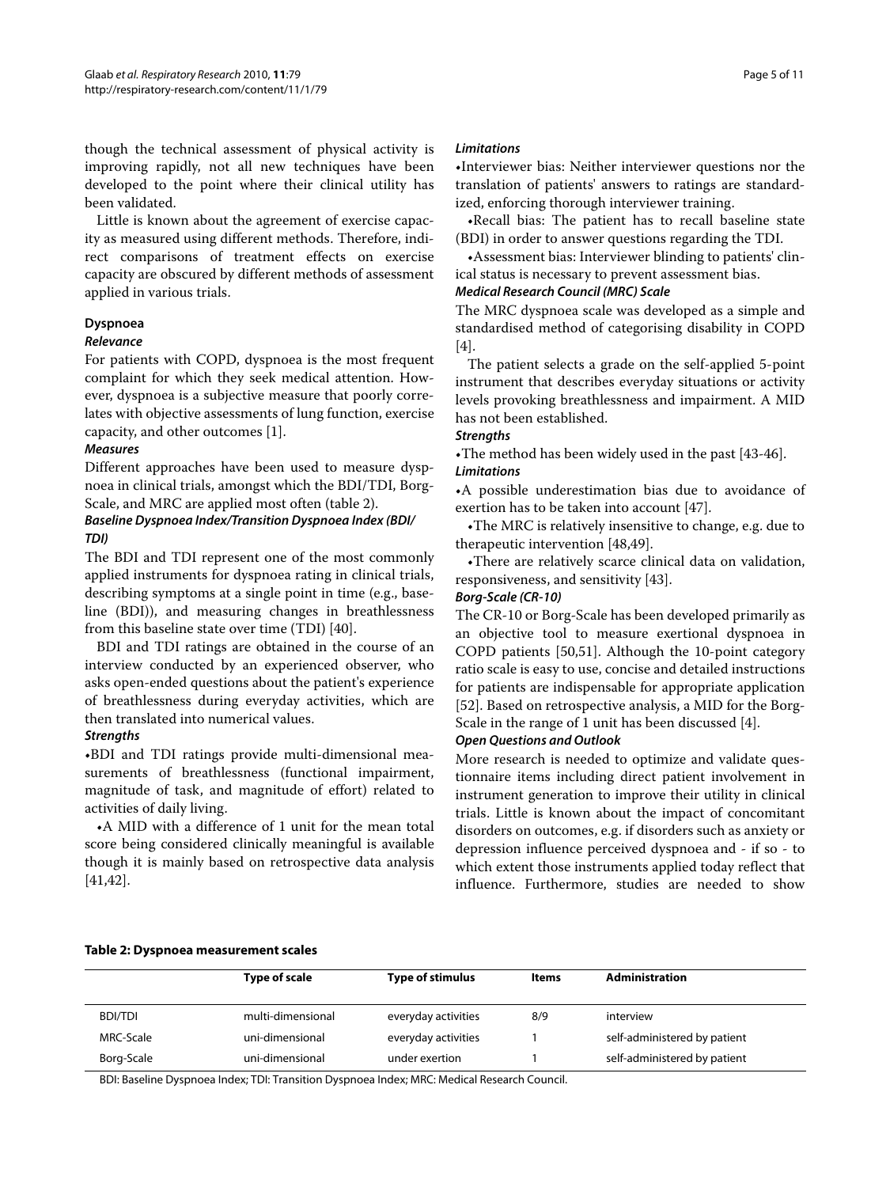though the technical assessment of physical activity is improving rapidly, not all new techniques have been developed to the point where their clinical utility has been validated.

Little is known about the agreement of exercise capacity as measured using different methods. Therefore, indirect comparisons of treatment effects on exercise capacity are obscured by different methods of assessment applied in various trials.

## Dyspnoea

### *Relevance*

For patients with COPD, dyspnoea is the most frequent complaint for which they seek medical attention. However, dyspnoea is a subjective measure that poorly correlates with objective assessments of lung function, exercise capacity, and other outcomes [1].

### *Measures*

Different approaches have been used to measure dyspnoea in clinical trials, amongst which the BDI/TDI, Borg-Scale, and MRC are applied most often (table 2).

### *Baseline Dyspnoea Index/Transition Dyspnoea Index (BDI/TDI)*

The BDI and TDI represent one of the most commonly applied instruments for dyspnoea rating in clinical trials, describing symptoms at a single point in time (e.g., baseline (BDI)), and measuring changes in breathlessness from this baseline state over time (TDI) [40].

BDI and TDI ratings are obtained in the course of an interview conducted by an experienced observer, who asks open-ended questions about the patient's experience of breathlessness during everyday activities, which are then translated into numerical values.

### *Strengths*

- BDI and TDI ratings provide multi-dimensional measurements of breathlessness (functional impairment, magnitude of task, and magnitude of effort) related to activities of daily living.
- A MID with a difference of 1 unit for the mean total score being considered clinically meaningful is available though it is mainly based on retrospective data analysis [41,42].

### *Limitations*

- Interviewer bias: Neither interviewer questions nor the translation of patients' answers to ratings are standardized, enforcing thorough interviewer training.
- Recall bias: The patient has to recall baseline state (BDI) in order to answer questions regarding the TDI.
- Assessment bias: Interviewer blinding to patients' clinical status is necessary to prevent assessment bias.

### *Medical Research Council (MRC) Scale*

The MRC dyspnoea scale was developed as a simple and standardised method of categorising disability in COPD [4].

The patient selects a grade on the self-applied 5-point instrument that describes everyday situations or activity levels provoking breathlessness and impairment. A MID has not been established.

### *Strengths*

- The method has been widely used in the past [43-46].

### *Limitations*

- A possible underestimation bias due to avoidance of exertion has to be taken into account [47].
- The MRC is relatively insensitive to change, e.g. due to therapeutic intervention [48,49].
- There are relatively scarce clinical data on validation, responsiveness, and sensitivity [43].

### *Borg-Scale (CR-10)*

The CR-10 or Borg-Scale has been developed primarily as an objective tool to measure exertional dyspnoea in COPD patients [50,51]. Although the 10-point category ratio scale is easy to use, concise and detailed instructions for patients are indispensable for appropriate application [52]. Based on retrospective analysis, a MID for the Borg-Scale in the range of 1 unit has been discussed [4].

### *Open Questions and Outlook*

More research is needed to optimize and validate questionnaire items including direct patient involvement in instrument generation to improve their utility in clinical trials. Little is known about the impact of concomitant disorders on outcomes, e.g. if disorders such as anxiety or depression influence perceived dyspnoea and - if so - to which extent those instruments applied today reflect that influence. Furthermore, studies are needed to show

**Table 2: Dyspnoea measurement scales**

| | Type of scale | Type of stimulus | Items | Administration |
|---|---|---|---|---|
| BDI/TDI | multi-dimensional | everyday activities | 8/9 | interview |
| MRC-Scale | uni-dimensional | everyday activities | 1 | self-administered by patient |
| Borg-Scale | uni-dimensional | under exertion | 1 | self-administered by patient |

BDI: Baseline Dyspnoea Index; TDI: Transition Dyspnoea Index; MRC: Medical Research Council.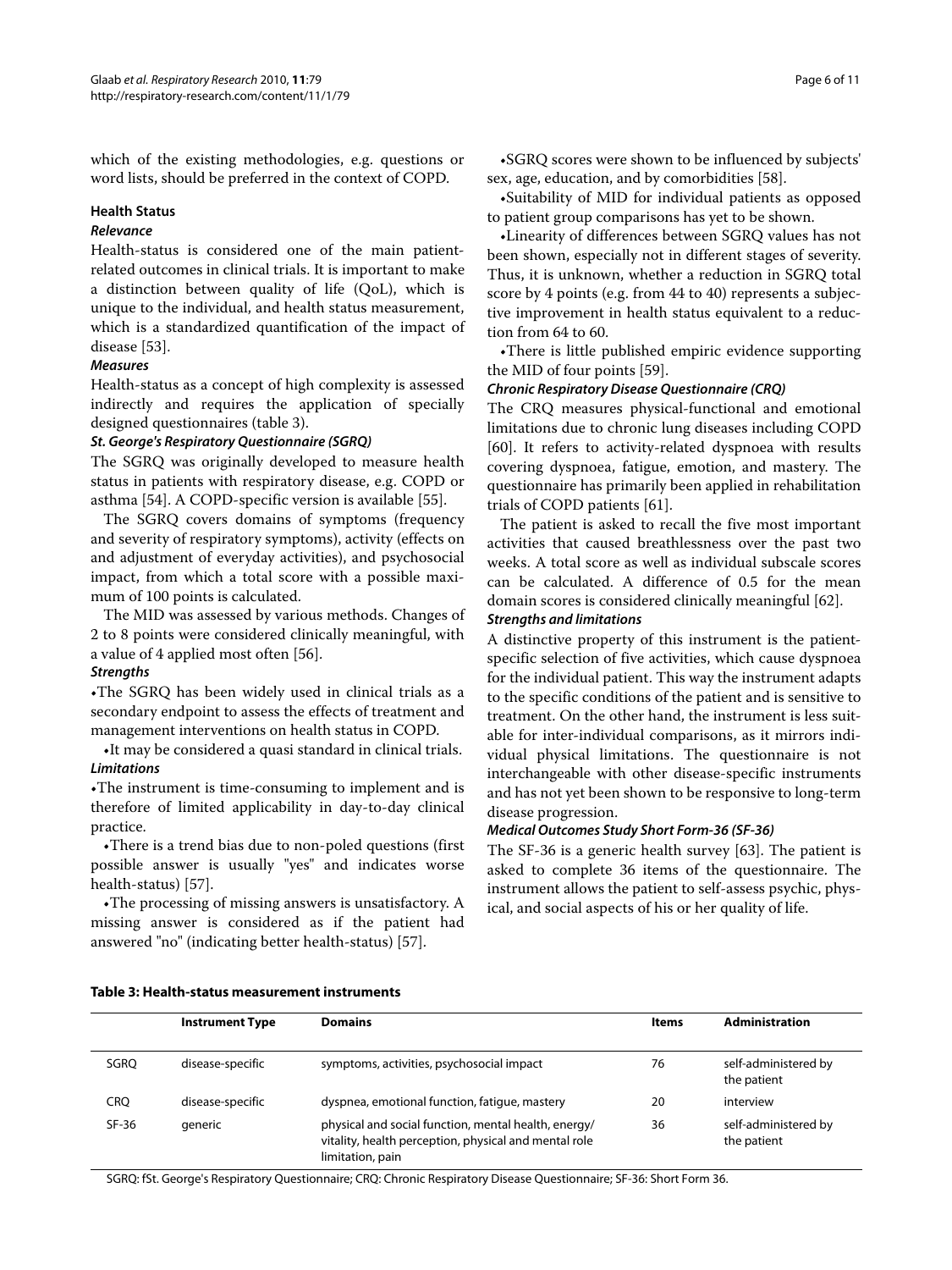which of the existing methodologies, e.g. questions or word lists, should be preferred in the context of COPD.

### Health Status

#### *Relevance*

Health-status is considered one of the main patient-related outcomes in clinical trials. It is important to make a distinction between quality of life (QoL), which is unique to the individual, and health status measurement, which is a standardized quantification of the impact of disease [53].

#### *Measures*

Health-status as a concept of high complexity is assessed indirectly and requires the application of specially designed questionnaires (table 3).

#### *St. George's Respiratory Questionnaire (SGRQ)*

The SGRQ was originally developed to measure health status in patients with respiratory disease, e.g. COPD or asthma [54]. A COPD-specific version is available [55].

The SGRQ covers domains of symptoms (frequency and severity of respiratory symptoms), activity (effects on and adjustment of everyday activities), and psychosocial impact, from which a total score with a possible maximum of 100 points is calculated.

The MID was assessed by various methods. Changes of 2 to 8 points were considered clinically meaningful, with a value of 4 applied most often [56].

#### *Strengths*

- The SGRQ has been widely used in clinical trials as a secondary endpoint to assess the effects of treatment and management interventions on health status in COPD.
- It may be considered a quasi standard in clinical trials.

#### *Limitations*

- The instrument is time-consuming to implement and is therefore of limited applicability in day-to-day clinical practice.
- There is a trend bias due to non-poled questions (first possible answer is usually "yes" and indicates worse health-status) [57].
- The processing of missing answers is unsatisfactory. A missing answer is considered as if the patient had answered "no" (indicating better health-status) [57].
- SGRQ scores were shown to be influenced by subjects' sex, age, education, and by comorbidities [58].
- Suitability of MID for individual patients as opposed to patient group comparisons has yet to be shown.
- Linearity of differences between SGRQ values has not been shown, especially not in different stages of severity. Thus, it is unknown, whether a reduction in SGRQ total score by 4 points (e.g. from 44 to 40) represents a subjective improvement in health status equivalent to a reduction from 64 to 60.
- There is little published empiric evidence supporting the MID of four points [59].

#### *Chronic Respiratory Disease Questionnaire (CRQ)*

The CRQ measures physical-functional and emotional limitations due to chronic lung diseases including COPD [60]. It refers to activity-related dyspnoea with results covering dyspnoea, fatigue, emotion, and mastery. The questionnaire has primarily been applied in rehabilitation trials of COPD patients [61].

The patient is asked to recall the five most important activities that caused breathlessness over the past two weeks. A total score as well as individual subscale scores can be calculated. A difference of 0.5 for the mean domain scores is considered clinically meaningful [62].

#### *Strengths and limitations*

A distinctive property of this instrument is the patient-specific selection of five activities, which cause dyspnoea for the individual patient. This way the instrument adapts to the specific conditions of the patient and is sensitive to treatment. On the other hand, the instrument is less suitable for inter-individual comparisons, as it mirrors individual physical limitations. The questionnaire is not interchangeable with other disease-specific instruments and has not yet been shown to be responsive to long-term disease progression.

#### *Medical Outcomes Study Short Form-36 (SF-36)*

The SF-36 is a generic health survey [63]. The patient is asked to complete 36 items of the questionnaire. The instrument allows the patient to self-assess psychic, physical, and social aspects of his or her quality of life.

**Table 3: Health-status measurement instruments**

| | Instrument Type | Domains | Items | Administration |
|---|---|---|---|---|
| SGRQ | disease-specific | symptoms, activities, psychosocial impact | 76 | self-administered by the patient |
| CRQ | disease-specific | dyspnea, emotional function, fatigue, mastery | 20 | interview |
| SF-36 | generic | physical and social function, mental health, energy/ vitality, health perception, physical and mental role limitation, pain | 36 | self-administered by the patient |

SGRQ: fSt. George's Respiratory Questionnaire; CRQ: Chronic Respiratory Disease Questionnaire; SF-36: Short Form 36.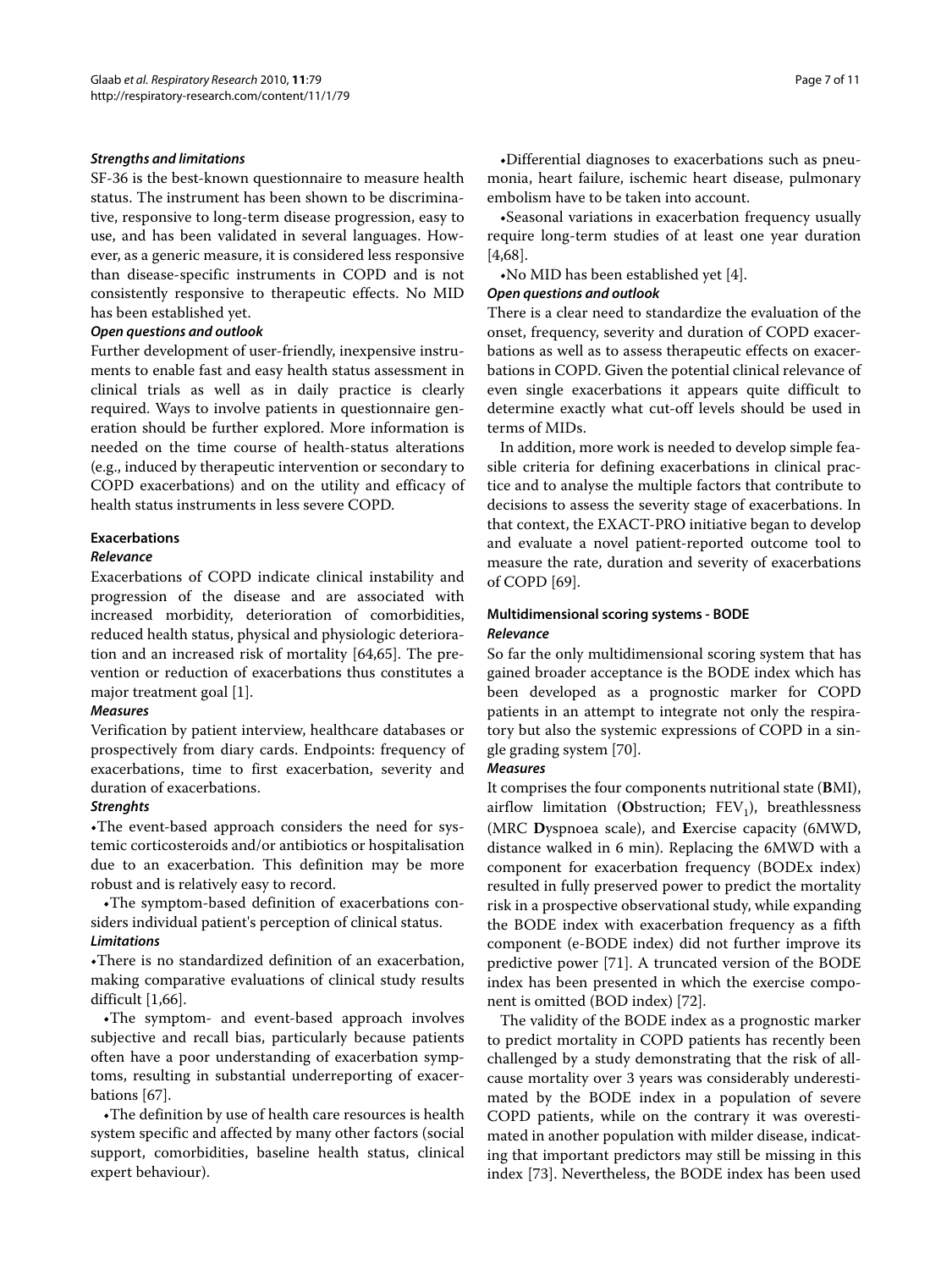#### Strengths and limitations

SF-36 is the best-known questionnaire to measure health status. The instrument has been shown to be discriminative, responsive to long-term disease progression, easy to use, and has been validated in several languages. However, as a generic measure, it is considered less responsive than disease-specific instruments in COPD and is not consistently responsive to therapeutic effects. No MID has been established yet.

#### Open questions and outlook

Further development of user-friendly, inexpensive instruments to enable fast and easy health status assessment in clinical trials as well as in daily practice is clearly required. Ways to involve patients in questionnaire generation should be further explored. More information is needed on the time course of health-status alterations (e.g., induced by therapeutic intervention or secondary to COPD exacerbations) and on the utility and efficacy of health status instruments in less severe COPD.

### Exacerbations

#### Relevance

Exacerbations of COPD indicate clinical instability and progression of the disease and are associated with increased morbidity, deterioration of comorbidities, reduced health status, physical and physiologic deterioration and an increased risk of mortality [64,65]. The prevention or reduction of exacerbations thus constitutes a major treatment goal [1].

#### Measures

Verification by patient interview, healthcare databases or prospectively from diary cards. Endpoints: frequency of exacerbations, time to first exacerbation, severity and duration of exacerbations.

#### Strenghts

- The event-based approach considers the need for systemic corticosteroids and/or antibiotics or hospitalisation due to an exacerbation. This definition may be more robust and is relatively easy to record.
- The symptom-based definition of exacerbations considers individual patient's perception of clinical status.

#### Limitations

- There is no standardized definition of an exacerbation, making comparative evaluations of clinical study results difficult [1,66].
- The symptom- and event-based approach involves subjective and recall bias, particularly because patients often have a poor understanding of exacerbation symptoms, resulting in substantial underreporting of exacerbations [67].
- The definition by use of health care resources is health system specific and affected by many other factors (social support, comorbidities, baseline health status, clinical expert behaviour).
- Differential diagnoses to exacerbations such as pneumonia, heart failure, ischemic heart disease, pulmonary embolism have to be taken into account.
- Seasonal variations in exacerbation frequency usually require long-term studies of at least one year duration [4,68].
- No MID has been established yet [4].

#### Open questions and outlook

There is a clear need to standardize the evaluation of the onset, frequency, severity and duration of COPD exacerbations as well as to assess therapeutic effects on exacerbations in COPD. Given the potential clinical relevance of even single exacerbations it appears quite difficult to determine exactly what cut-off levels should be used in terms of MIDs.

In addition, more work is needed to develop simple feasible criteria for defining exacerbations in clinical practice and to analyse the multiple factors that contribute to decisions to assess the severity stage of exacerbations. In that context, the EXACT-PRO initiative began to develop and evaluate a novel patient-reported outcome tool to measure the rate, duration and severity of exacerbations of COPD [69].

### Multidimensional scoring systems - BODE

#### Relevance

So far the only multidimensional scoring system that has gained broader acceptance is the BODE index which has been developed as a prognostic marker for COPD patients in an attempt to integrate not only the respiratory but also the systemic expressions of COPD in a single grading system [70].

#### Measures

It comprises the four components nutritional state (**B**MI), airflow limitation (**O**bstruction; $FEV_1$), breathlessness (MRC **D**yspnoea scale), and **E**xercise capacity (6MWD, distance walked in 6 min). Replacing the 6MWD with a component for exacerbation frequency (BODEx index) resulted in fully preserved power to predict the mortality risk in a prospective observational study, while expanding the BODE index with exacerbation frequency as a fifth component (e-BODE index) did not further improve its predictive power [71]. A truncated version of the BODE index has been presented in which the exercise component is omitted (BOD index) [72].

The validity of the BODE index as a prognostic marker to predict mortality in COPD patients has recently been challenged by a study demonstrating that the risk of all-cause mortality over 3 years was considerably underestimated by the BODE index in a population of severe COPD patients, while on the contrary it was overestimated in another population with milder disease, indicating that important predictors may still be missing in this index [73]. Nevertheless, the BODE index has been used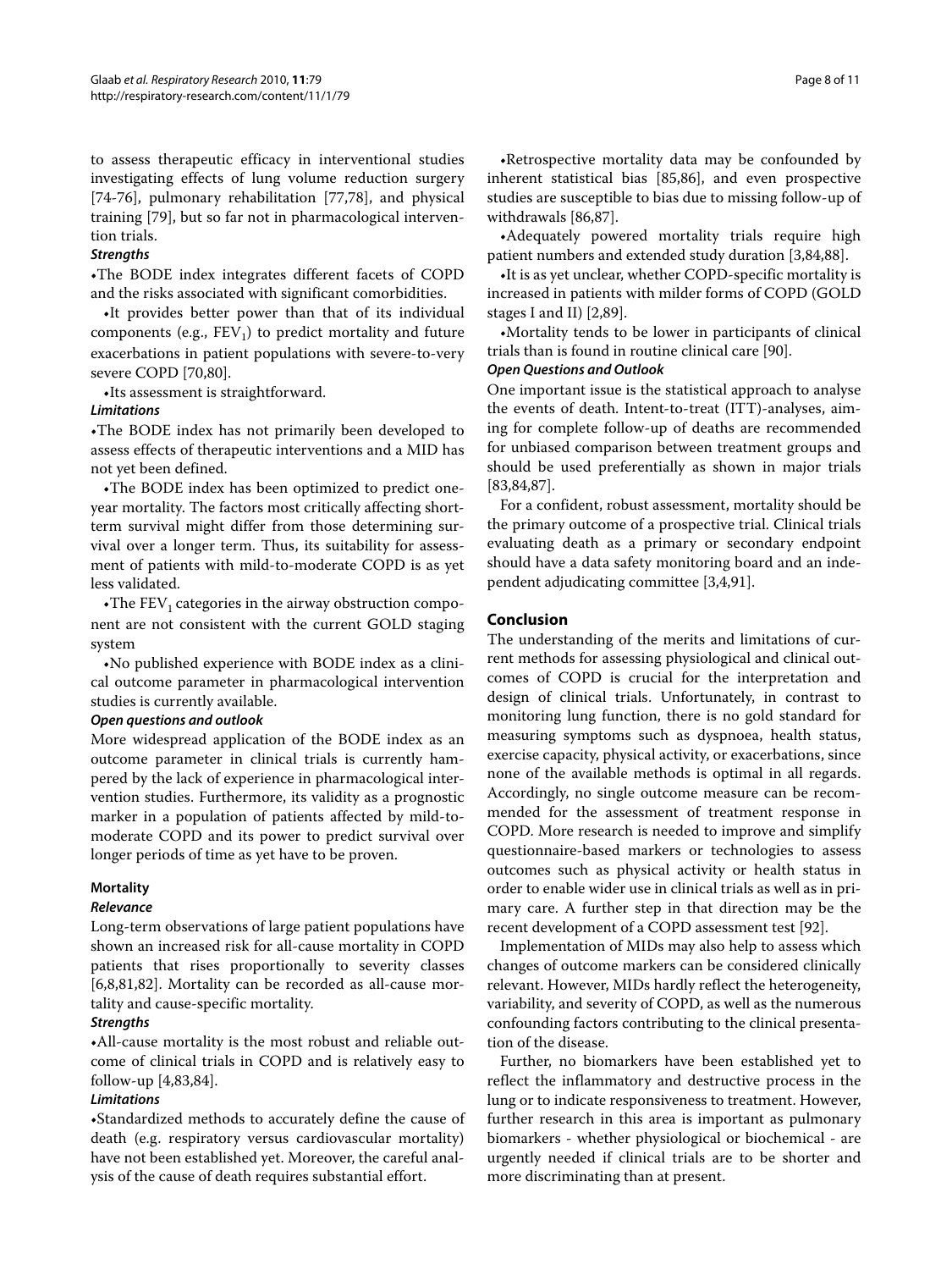to assess therapeutic efficacy in interventional studies investigating effects of lung volume reduction surgery [74-76], pulmonary rehabilitation [77,78], and physical training [79], but so far not in pharmacological intervention trials.

#### *Strengths*

- The BODE index integrates different facets of COPD and the risks associated with significant comorbidities.
- It provides better power than that of its individual components (e.g., $FEV_1$) to predict mortality and future exacerbations in patient populations with severe-to-very severe COPD [70,80].
- Its assessment is straightforward.

#### *Limitations*

- The BODE index has not primarily been developed to assess effects of therapeutic interventions and a MID has not yet been defined.
- The BODE index has been optimized to predict one-year mortality. The factors most critically affecting short-term survival might differ from those determining survival over a longer term. Thus, its suitability for assessment of patients with mild-to-moderate COPD is as yet less validated.
- The $FEV_1$ categories in the airway obstruction component are not consistent with the current GOLD staging system
- No published experience with BODE index as a clinical outcome parameter in pharmacological intervention studies is currently available.

#### *Open questions and outlook*

More widespread application of the BODE index as an outcome parameter in clinical trials is currently hampered by the lack of experience in pharmacological intervention studies. Furthermore, its validity as a prognostic marker in a population of patients affected by mild-to-moderate COPD and its power to predict survival over longer periods of time as yet have to be proven.

### Mortality

#### *Relevance*

Long-term observations of large patient populations have shown an increased risk for all-cause mortality in COPD patients that rises proportionally to severity classes [6,8,81,82]. Mortality can be recorded as all-cause mortality and cause-specific mortality.

#### *Strengths*

- All-cause mortality is the most robust and reliable outcome of clinical trials in COPD and is relatively easy to follow-up [4,83,84].

#### *Limitations*

- Standardized methods to accurately define the cause of death (e.g. respiratory versus cardiovascular mortality) have not been established yet. Moreover, the careful analysis of the cause of death requires substantial effort.
- Retrospective mortality data may be confounded by inherent statistical bias [85,86], and even prospective studies are susceptible to bias due to missing follow-up of withdrawals [86,87].
- Adequately powered mortality trials require high patient numbers and extended study duration [3,84,88].
- It is as yet unclear, whether COPD-specific mortality is increased in patients with milder forms of COPD (GOLD stages I and II) [2,89].
- Mortality tends to be lower in participants of clinical trials than is found in routine clinical care [90].

#### *Open Questions and Outlook*

One important issue is the statistical approach to analyse the events of death. Intent-to-treat (ITT)-analyses, aiming for complete follow-up of deaths are recommended for unbiased comparison between treatment groups and should be used preferentially as shown in major trials [83,84,87].

For a confident, robust assessment, mortality should be the primary outcome of a prospective trial. Clinical trials evaluating death as a primary or secondary endpoint should have a data safety monitoring board and an independent adjudicating committee [3,4,91].

## Conclusion

The understanding of the merits and limitations of current methods for assessing physiological and clinical outcomes of COPD is crucial for the interpretation and design of clinical trials. Unfortunately, in contrast to monitoring lung function, there is no gold standard for measuring symptoms such as dyspnoea, health status, exercise capacity, physical activity, or exacerbations, since none of the available methods is optimal in all regards. Accordingly, no single outcome measure can be recommended for the assessment of treatment response in COPD. More research is needed to improve and simplify questionnaire-based markers or technologies to assess outcomes such as physical activity or health status in order to enable wider use in clinical trials as well as in primary care. A further step in that direction may be the recent development of a COPD assessment test [92].

Implementation of MIDs may also help to assess which changes of outcome markers can be considered clinically relevant. However, MIDs hardly reflect the heterogeneity, variability, and severity of COPD, as well as the numerous confounding factors contributing to the clinical presentation of the disease.

Further, no biomarkers have been established yet to reflect the inflammatory and destructive process in the lung or to indicate responsiveness to treatment. However, further research in this area is important as pulmonary biomarkers - whether physiological or biochemical - are urgently needed if clinical trials are to be shorter and more discriminating than at present.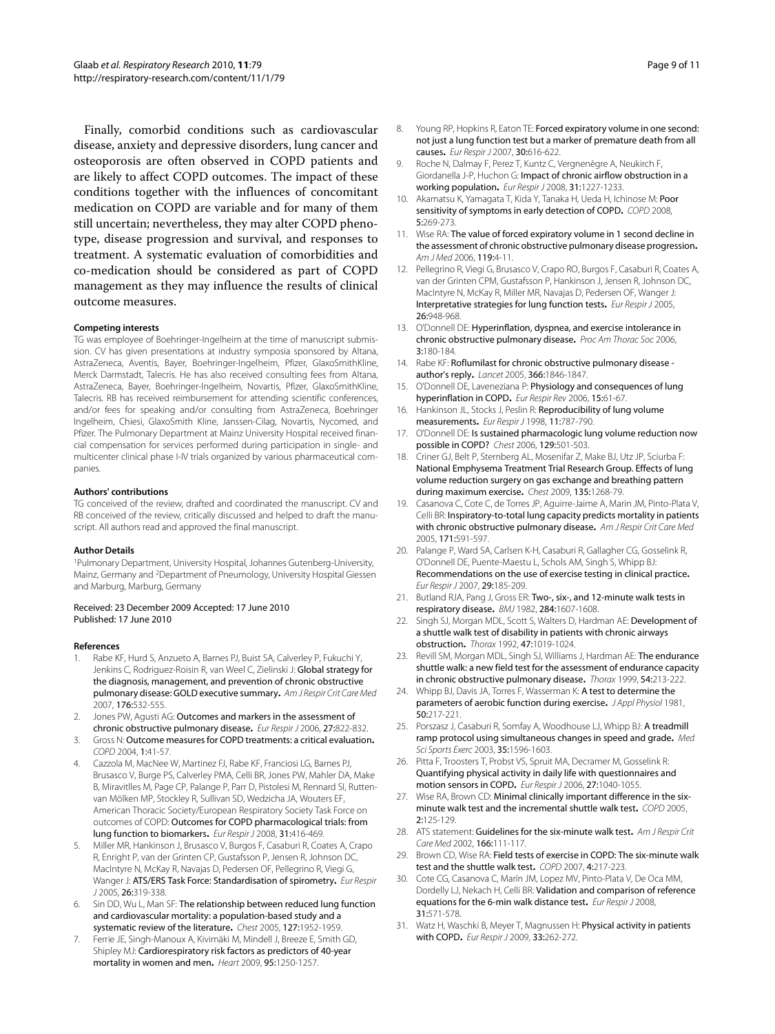Finally, comorbid conditions such as cardiovascular disease, anxiety and depressive disorders, lung cancer and osteoporosis are often observed in COPD patients and are likely to affect COPD outcomes. The impact of these conditions together with the influences of concomitant medication on COPD are variable and for many of them still uncertain; nevertheless, they may alter COPD phenotype, disease progression and survival, and responses to treatment. A systematic evaluation of comorbidities and co-medication should be considered as part of COPD management as they may influence the results of clinical outcome measures.

#### Competing interests

TG was employee of Boehringer-Ingelheim at the time of manuscript submission. CV has given presentations at industry symposia sponsored by Altana, AstraZeneca, Aventis, Bayer, Boehringer-Ingelheim, Pfizer, GlaxoSmithKline, Merck Darmstadt, Talecris. He has also received consulting fees from Altana, AstraZeneca, Bayer, Boehringer-Ingelheim, Novartis, Pfizer, GlaxoSmithKline, Talecris. RB has received reimbursement for attending scientific conferences, and/or fees for speaking and/or consulting from AstraZeneca, Boehringer Ingelheim, Chiesi, GlaxoSmith Kline, Janssen-Cilag, Novartis, Nycomed, and Pfizer. The Pulmonary Department at Mainz University Hospital received financial compensation for services performed during participation in single- and multicenter clinical phase I-IV trials organized by various pharmaceutical companies.

#### Authors' contributions

TG conceived of the review, drafted and coordinated the manuscript. CV and RB conceived of the review, critically discussed and helped to draft the manuscript. All authors read and approved the final manuscript.

#### Author Details

[1]Pulmonary Department, University Hospital, Johannes Gutenberg-University, Mainz, Germany and [2]Department of Pneumology, University Hospital Giessen and Marburg, Marburg, Germany

Received: 23 December 2009 Accepted: 17 June 2010
Published: 17 June 2010

#### References

1. Rabe KF, Hurd S, Anzueto A, Barnes PJ, Buist SA, Calverley P, Fukuchi Y, Jenkins C, Rodriguez-Roisin R, van Weel C, Zielinski J: **Global strategy for the diagnosis, management, and prevention of chronic obstructive pulmonary disease: GOLD executive summary.** *Am J Respir Crit Care Med* 2007, **176:**532-555.
2. Jones PW, Agusti AG: **Outcomes and markers in the assessment of chronic obstructive pulmonary disease.** *Eur Respir J* 2006, **27:**822-832.
3. Gross N: **Outcome measures for COPD treatments: a critical evaluation.** *COPD* 2004, **1:**41-57.
4. Cazzola M, MacNee W, Martinez FJ, Rabe KF, Franciosi LG, Barnes PJ, Brusasco V, Burge PS, Calverley PMA, Celli BR, Jones PW, Mahler DA, Make B, Miravitlles M, Page CP, Palange P, Parr D, Pistolesi M, Rennard SI, Rutten-van Mölken MP, Stockley R, Sullivan SD, Wedzicha JA, Wouters EF, American Thoracic Society/European Respiratory Society Task Force on outcomes of COPD: **Outcomes for COPD pharmacological trials: from lung function to biomarkers.** *Eur Respir J* 2008, **31:**416-469.
5. Miller MR, Hankinson J, Brusasco V, Burgos F, Casaburi R, Coates A, Crapo R, Enright P, van der Grinten CP, Gustafsson P, Jensen R, Johnson DC, MacIntyre N, McKay R, Navajas D, Pedersen OF, Pellegrino R, Viegi G, Wanger J: **ATS/ERS Task Force: Standardisation of spirometry.** *Eur Respir J* 2005, **26:**319-338.
6. Sin DD, Wu L, Man SF: **The relationship between reduced lung function and cardiovascular mortality: a population-based study and a systematic review of the literature.** *Chest* 2005, **127:**1952-1959.
7. Ferrie JE, Singh-Manoux A, Kivimäki M, Mindell J, Breeze E, Smith GD, Shipley MJ: **Cardiorespiratory risk factors as predictors of 40-year mortality in women and men.** *Heart* 2009, **95:**1250-1257.
8. Young RP, Hopkins R, Eaton TE: **Forced expiratory volume in one second: not just a lung function test but a marker of premature death from all causes.** *Eur Respir J* 2007, **30:**616-622.
9. Roche N, Dalmay F, Perez T, Kuntz C, Vergnenègre A, Neukirch F, Giordanella J-P, Huchon G: **Impact of chronic airflow obstruction in a working population.** *Eur Respir J* 2008, **31:**1227-1233.
10. Akamatsu K, Yamagata T, Kida Y, Tanaka H, Ueda H, Ichinose M: **Poor sensitivity of symptoms in early detection of COPD.** *COPD* 2008, **5:**269-273.
11. Wise RA: **The value of forced expiratory volume in 1 second decline in the assessment of chronic obstructive pulmonary disease progression.** *Am J Med* 2006, **119:**4-11.
12. Pellegrino R, Viegi G, Brusasco V, Crapo RO, Burgos F, Casaburi R, Coates A, van der Grinten CPM, Gustafsson P, Hankinson J, Jensen R, Johnson DC, MacIntyre N, McKay R, Miller MR, Navajas D, Pedersen OF, Wanger J: **Interpretative strategies for lung function tests.** *Eur Respir J* 2005, **26:**948-968.
13. O'Donnell DE: **Hyperinflation, dyspnea, and exercise intolerance in chronic obstructive pulmonary disease.** *Proc Am Thorac Soc* 2006, **3:**180-184.
14. Rabe KF: **Roflumilast for chronic obstructive pulmonary disease - author's reply.** *Lancet* 2005, **366:**1846-1847.
15. O'Donnell DE, Laveneziana P: **Physiology and consequences of lung hyperinflation in COPD.** *Eur Respir Rev* 2006, **15:**61-67.
16. Hankinson JL, Stocks J, Peslin R: **Reproducibility of lung volume measurements.** *Eur Respir J* 1998, **11:**787-790.
17. O'Donnell DE: **Is sustained pharmacologic lung volume reduction now possible in COPD?** *Chest* 2006, **129:**501-503.
18. Criner GJ, Belt P, Sternberg AL, Mosenifar Z, Make BJ, Utz JP, Sciurba F: **National Emphysema Treatment Trial Research Group. Effects of lung volume reduction surgery on gas exchange and breathing pattern during maximum exercise.** *Chest* 2009, **135:**1268-79.
19. Casanova C, Cote C, de Torres JP, Aguirre-Jaime A, Marin JM, Pinto-Plata V, Celli BR: **Inspiratory-to-total lung capacity predicts mortality in patients with chronic obstructive pulmonary disease.** *Am J Respir Crit Care Med* 2005, **171:**591-597.
20. Palange P, Ward SA, Carlsen K-H, Casaburi R, Gallagher CG, Gosselink R, O'Donnell DE, Puente-Maestu L, Schols AM, Singh S, Whipp BJ: **Recommendations on the use of exercise testing in clinical practice.** *Eur Respir J* 2007, **29:**185-209.
21. Butland RJA, Pang J, Gross ER: **Two-, six-, and 12-minute walk tests in respiratory disease.** *BMJ* 1982, **284:**1607-1608.
22. Singh SJ, Morgan MDL, Scott S, Walters D, Hardman AE: **Development of a shuttle walk test of disability in patients with chronic airways obstruction.** *Thorax* 1992, **47:**1019-1024.
23. Revill SM, Morgan MDL, Singh SJ, Williams J, Hardman AE: **The endurance shuttle walk: a new field test for the assessment of endurance capacity in chronic obstructive pulmonary disease.** *Thorax* 1999, **54:**213-222.
24. Whipp BJ, Davis JA, Torres F, Wasserman K: **A test to determine the parameters of aerobic function during exercise.** *J Appl Physiol* 1981, **50:**217-221.
25. Porszasz J, Casaburi R, Somfay A, Woodhouse LJ, Whipp BJ: **A treadmill ramp protocol using simultaneous changes in speed and grade.** *Med Sci Sports Exerc* 2003, **35:**1596-1603.
26. Pitta F, Troosters T, Probst VS, Spruit MA, Decramer M, Gosselink R: **Quantifying physical activity in daily life with questionnaires and motion sensors in COPD.** *Eur Respir J* 2006, **27:**1040-1055.
27. Wise RA, Brown CD: **Minimal clinically important difference in the six-minute walk test and the incremental shuttle walk test.** *COPD* 2005, **2:**125-129.
28. ATS statement: **Guidelines for the six-minute walk test.** *Am J Respir Crit Care Med* 2002, **166:**111-117.
29. Brown CD, Wise RA: **Field tests of exercise in COPD: The six-minute walk test and the shuttle walk test.** *COPD* 2007, **4:**217-223.
30. Cote CG, Casanova C, Marín JM, Lopez MV, Pinto-Plata V, De Oca MM, Dordelly LJ, Nekach H, Celli BR: **Validation and comparison of reference equations for the 6-min walk distance test.** *Eur Respir J* 2008, **31:**571-578.
31. Watz H, Waschki B, Meyer T, Magnussen H: **Physical activity in patients with COPD.** *Eur Respir J* 2009, **33:**262-272.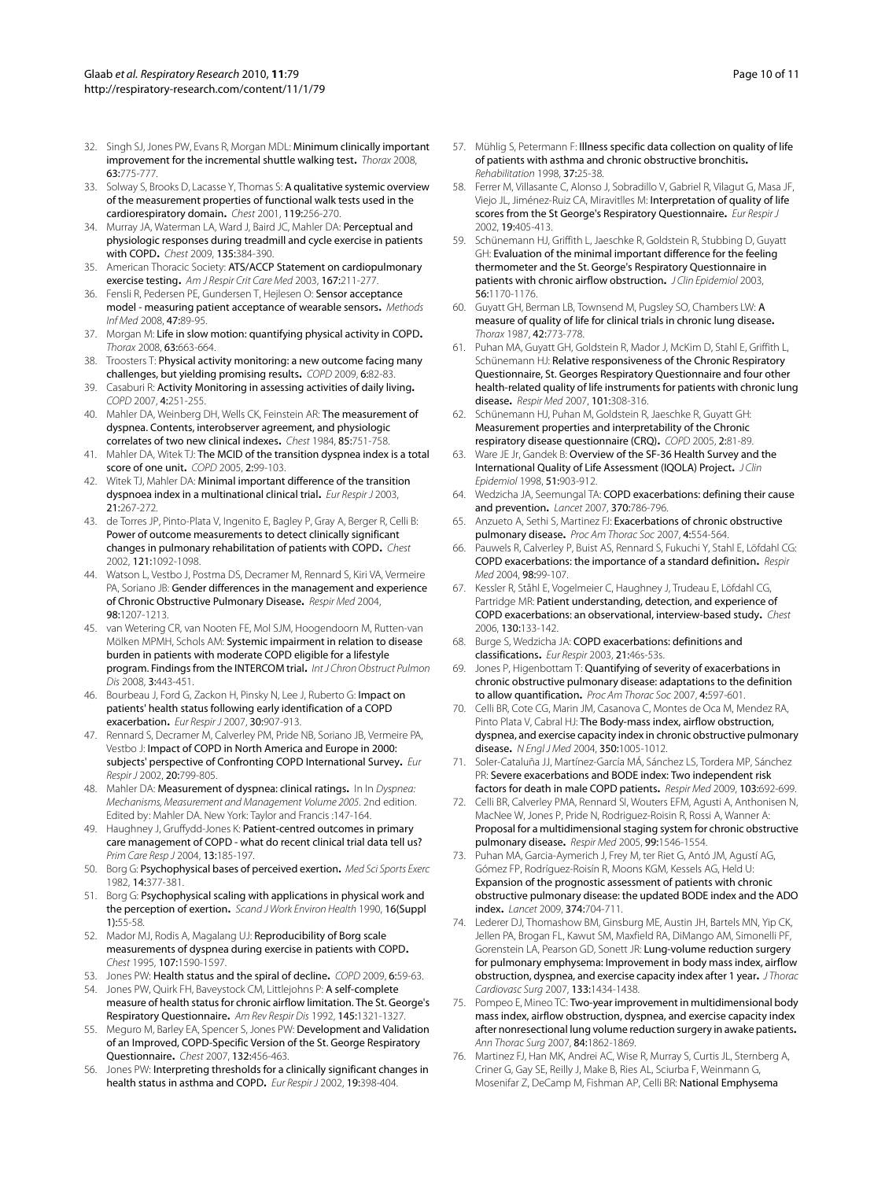32. Singh SJ, Jones PW, Evans R, Morgan MDL: **Minimum clinically important improvement for the incremental shuttle walking test.** *Thorax* 2008, **63:**775-777.
33. Solway S, Brooks D, Lacasse Y, Thomas S: **A qualitative systemic overview of the measurement properties of functional walk tests used in the cardiorespiratory domain.** *Chest* 2001, **119:**256-270.
34. Murray JA, Waterman LA, Ward J, Baird JC, Mahler DA: **Perceptual and physiologic responses during treadmill and cycle exercise in patients with COPD.** *Chest* 2009, **135:**384-390.
35. American Thoracic Society: **ATS/ACCP Statement on cardiopulmonary exercise testing.** *Am J Respir Crit Care Med* 2003, **167:**211-277.
36. Fensli R, Pedersen PE, Gundersen T, Hejlesen O: **Sensor acceptance model - measuring patient acceptance of wearable sensors.** *Methods Inf Med* 2008, **47:**89-95.
37. Morgan M: **Life in slow motion: quantifying physical activity in COPD.** *Thorax* 2008, **63:**663-664.
38. Troosters T: **Physical activity monitoring: a new outcome facing many challenges, but yielding promising results.** *COPD* 2009, **6:**82-83.
39. Casaburi R: **Activity Monitoring in assessing activities of daily living.** *COPD* 2007, **4:**251-255.
40. Mahler DA, Weinberg DH, Wells CK, Feinstein AR: **The measurement of dyspnea. Contents, interobserver agreement, and physiologic correlates of two new clinical indexes.** *Chest* 1984, **85:**751-758.
41. Mahler DA, Witek TJ: **The MCID of the transition dyspnea index is a total score of one unit.** *COPD* 2005, **2:**99-103.
42. Witek TJ, Mahler DA: **Minimal important difference of the transition dyspnoea index in a multinational clinical trial.** *Eur Respir J* 2003, **21:**267-272.
43. de Torres JP, Pinto-Plata V, Ingenito E, Bagley P, Gray A, Berger R, Celli B: **Power of outcome measurements to detect clinically significant changes in pulmonary rehabilitation of patients with COPD.** *Chest* 2002, **121:**1092-1098.
44. Watson L, Vestbo J, Postma DS, Decramer M, Rennard S, Kiri VA, Vermeire PA, Soriano JB: **Gender differences in the management and experience of Chronic Obstructive Pulmonary Disease.** *Respir Med* 2004, **98:**1207-1213.
45. van Wetering CR, van Nooten FE, Mol SJM, Hoogendoorn M, Rutten-van Mölken MPMH, Schols AM: **Systemic impairment in relation to disease burden in patients with moderate COPD eligible for a lifestyle program. Findings from the INTERCOM trial.** *Int J Chron Obstruct Pulmon Dis* 2008, **3:**443-451.
46. Bourbeau J, Ford G, Zackon H, Pinsky N, Lee J, Ruberto G: **Impact on patients' health status following early identification of a COPD exacerbation.** *Eur Respir J* 2007, **30:**907-913.
47. Rennard S, Decramer M, Calverley PM, Pride NB, Soriano JB, Vermeire PA, Vestbo J: **Impact of COPD in North America and Europe in 2000: subjects' perspective of Confronting COPD International Survey.** *Eur Respir J* 2002, **20:**799-805.
48. Mahler DA: **Measurement of dyspnea: clinical ratings.** In In *Dyspnea: Mechanisms, Measurement and Management Volume 2005*. 2nd edition. Edited by: Mahler DA. New York: Taylor and Francis :147-164.
49. Haughney J, Gruffydd-Jones K: **Patient-centred outcomes in primary care management of COPD - what do recent clinical trial data tell us?** *Prim Care Resp J* 2004, **13:**185-197.
50. Borg G: **Psychophysical bases of perceived exertion.** *Med Sci Sports Exerc* 1982, **14:**377-381.
51. Borg G: **Psychophysical scaling with applications in physical work and the perception of exertion.** *Scand J Work Environ Health* 1990, **16(Suppl 1):**55-58.
52. Mador MJ, Rodis A, Magalang UJ: **Reproducibility of Borg scale measurements of dyspnea during exercise in patients with COPD.** *Chest* 1995, **107:**1590-1597.
53. Jones PW: **Health status and the spiral of decline.** *COPD* 2009, **6:**59-63.
54. Jones PW, Quirk FH, Baveystock CM, Littlejohns P: **A self-complete measure of health status for chronic airflow limitation. The St. George's Respiratory Questionnaire.** *Am Rev Respir Dis* 1992, **145:**1321-1327.
55. Meguro M, Barley EA, Spencer S, Jones PW: **Development and Validation of an Improved, COPD-Specific Version of the St. George Respiratory Questionnaire.** *Chest* 2007, **132:**456-463.
56. Jones PW: **Interpreting thresholds for a clinically significant changes in health status in asthma and COPD.** *Eur Respir J* 2002, **19:**398-404.
57. Mühlig S, Petermann F: **Illness specific data collection on quality of life of patients with asthma and chronic obstructive bronchitis.** *Rehabilitation* 1998, **37:**25-38.
58. Ferrer M, Villasante C, Alonso J, Sobradillo V, Gabriel R, Vilagut G, Masa JF, Viejo JL, Jiménez-Ruiz CA, Miravitlles M: **Interpretation of quality of life scores from the St George's Respiratory Questionnaire.** *Eur Respir J* 2002, **19:**405-413.
59. Schünemann HJ, Griffith L, Jaeschke R, Goldstein R, Stubbing D, Guyatt GH: **Evaluation of the minimal important difference for the feeling thermometer and the St. George's Respiratory Questionnaire in patients with chronic airflow obstruction.** *J Clin Epidemiol* 2003, **56:**1170-1176.
60. Guyatt GH, Berman LB, Townsend M, Pugsley SO, Chambers LW: **A measure of quality of life for clinical trials in chronic lung disease.** *Thorax* 1987, **42:**773-778.
61. Puhan MA, Guyatt GH, Goldstein R, Mador J, McKim D, Stahl E, Griffith L, Schünemann HJ: **Relative responsiveness of the Chronic Respiratory Questionnaire, St. Georges Respiratory Questionnaire and four other health-related quality of life instruments for patients with chronic lung disease.** *Respir Med* 2007, **101:**308-316.
62. Schünemann HJ, Puhan M, Goldstein R, Jaeschke R, Guyatt GH: **Measurement properties and interpretability of the Chronic respiratory disease questionnaire (CRQ).** *COPD* 2005, **2:**81-89.
63. Ware JE Jr, Gandek B: **Overview of the SF-36 Health Survey and the International Quality of Life Assessment (IQOLA) Project.** *J Clin Epidemiol* 1998, **51:**903-912.
64. Wedzicha JA, Seemungal TA: **COPD exacerbations: defining their cause and prevention.** *Lancet* 2007, **370:**786-796.
65. Anzueto A, Sethi S, Martinez FJ: **Exacerbations of chronic obstructive pulmonary disease.** *Proc Am Thorac Soc* 2007, **4:**554-564.
66. Pauwels R, Calverley P, Buist AS, Rennard S, Fukuchi Y, Stahl E, Löfdahl CG: **COPD exacerbations: the importance of a standard definition.** *Respir Med* 2004, **98:**99-107.
67. Kessler R, Ståhl E, Vogelmeier C, Haughney J, Trudeau E, Löfdahl CG, Partridge MR: **Patient understanding, detection, and experience of COPD exacerbations: an observational, interview-based study.** *Chest* 2006, **130:**133-142.
68. Burge S, Wedzicha JA: **COPD exacerbations: definitions and classifications.** *Eur Respir* 2003, **21:**46s-53s.
69. Jones P, Higenbottam T: **Quantifying of severity of exacerbations in chronic obstructive pulmonary disease: adaptations to the definition to allow quantification.** *Proc Am Thorac Soc* 2007, **4:**597-601.
70. Celli BR, Cote CG, Marin JM, Casanova C, Montes de Oca M, Mendez RA, Pinto Plata V, Cabral HJ: **The Body-mass index, airflow obstruction, dyspnea, and exercise capacity index in chronic obstructive pulmonary disease.** *N Engl J Med* 2004, **350:**1005-1012.
71. Soler-Cataluña JJ, Martínez-García MÁ, Sánchez LS, Tordera MP, Sánchez PR: **Severe exacerbations and BODE index: Two independent risk factors for death in male COPD patients.** *Respir Med* 2009, **103:**692-699.
72. Celli BR, Calverley PMA, Rennard SI, Wouters EFM, Agusti A, Anthonisen N, MacNee W, Jones P, Pride N, Rodriguez-Roisin R, Rossi A, Wanner A: **Proposal for a multidimensional staging system for chronic obstructive pulmonary disease.** *Respir Med* 2005, **99:**1546-1554.
73. Puhan MA, Garcia-Aymerich J, Frey M, ter Riet G, Antó JM, Agustí AG, Gómez FP, Rodríguez-Roisín R, Moons KGM, Kessels AG, Held U: **Expansion of the prognostic assessment of patients with chronic obstructive pulmonary disease: the updated BODE index and the ADO index.** *Lancet* 2009, **374:**704-711.
74. Lederer DJ, Thomashow BM, Ginsburg ME, Austin JH, Bartels MN, Yip CK, Jellen PA, Brogan FL, Kawut SM, Maxfield RA, DiMango AM, Simonelli PF, Gorenstein LA, Pearson GD, Sonett JR: **Lung-volume reduction surgery for pulmonary emphysema: Improvement in body mass index, airflow obstruction, dyspnea, and exercise capacity index after 1 year.** *J Thorac Cardiovasc Surg* 2007, **133:**1434-1438.
75. Pompeo E, Mineo TC: **Two-year improvement in multidimensional body mass index, airflow obstruction, dyspnea, and exercise capacity index after nonresectional lung volume reduction surgery in awake patients.** *Ann Thorac Surg* 2007, **84:**1862-1869.
76. Martinez FJ, Han MK, Andrei AC, Wise R, Murray S, Curtis JL, Sternberg A, Criner G, Gay SE, Reilly J, Make B, Ries AL, Sciurba F, Weinmann G, Mosenifar Z, DeCamp M, Fishman AP, Celli BR: **National Emphysema**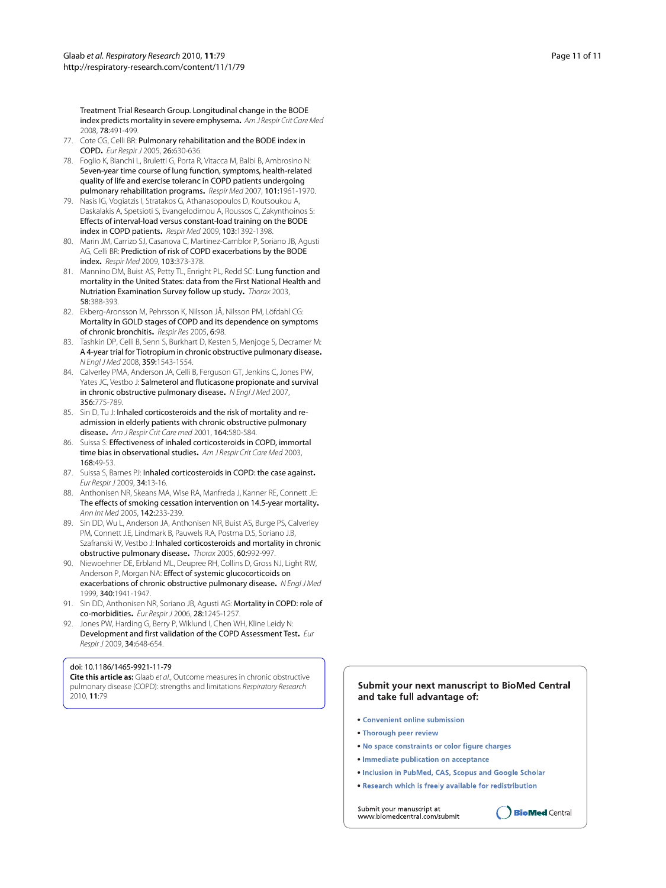Treatment Trial Research Group. **Longitudinal change in the BODE index predicts mortality in severe emphysema.** *Am J Respir Crit Care Med* 2008, **78**:491-499.

77. Cote CG, Celli BR: **Pulmonary rehabilitation and the BODE index in COPD.** *Eur Respir J* 2005, **26**:630-636.
78. Foglio K, Bianchi L, Bruletti G, Porta R, Vitacca M, Balbi B, Ambrosino N: **Seven-year time course of lung function, symptoms, health-related quality of life and exercise toleranc in COPD patients undergoing pulmonary rehabilitation programs.** *Respir Med* 2007, **101**:1961-1970.
79. Nasis IG, Vogiatzis I, Stratakos G, Athanasopoulos D, Koutsoukou A, Daskalakis A, Spetsioti S, Evangelodimou A, Roussos C, Zakynthoinos S: **Effects of interval-load versus constant-load training on the BODE index in COPD patients.** *Respir Med* 2009, **103**:1392-1398.
80. Marin JM, Carrizo SJ, Casanova C, Martinez-Camblor P, Soriano JB, Agusti AG, Celli BR: **Prediction of risk of COPD exacerbations by the BODE index.** *Respir Med* 2009, **103**:373-378.
81. Mannino DM, Buist AS, Petty TL, Enright PL, Redd SC: **Lung function and mortality in the United States: data from the First National Health and Nutrition Examination Survey follow up study.** *Thorax* 2003, **58**:388-393.
82. Ekberg-Aronsson M, Pehrsson K, Nilsson JÅ, Nilsson PM, Löfdahl CG: **Mortality in GOLD stages of COPD and its dependence on symptoms of chronic bronchitis.** *Respir Res* 2005, **6**:98.
83. Tashkin DP, Celli B, Senn S, Burkhart D, Kesten S, Menjoge S, Decramer M: **A 4-year trial for Tiotropium in chronic obstructive pulmonary disease.** *N Engl J Med* 2008, **359**:1543-1554.
84. Calverley PMA, Anderson JA, Celli B, Ferguson GT, Jenkins C, Jones PW, Yates JC, Vestbo J: **Salmeterol and fluticasone propionate and survival in chronic obstructive pulmonary disease.** *N Engl J Med* 2007, **356**:775-789.
85. Sin D, Tu J: **Inhaled corticosteroids and the risk of mortality and re-admission in elderly patients with chronic obstructive pulmonary disease.** *Am J Respir Crit Care med* 2001, **164**:580-584.
86. Suissa S: **Effectiveness of inhaled corticosteroids in COPD, immortal time bias in observational studies.** *Am J Respir Crit Care Med* 2003, **168**:49-53.
87. Suissa S, Barnes PJ: **Inhaled corticosteroids in COPD: the case against.** *Eur Respir J* 2009, **34**:13-16.
88. Anthonisen NR, Skeans MA, Wise RA, Manfreda J, Kanner RE, Connett JE: **The effects of smoking cessation intervention on 14.5-year mortality.** *Ann Int Med* 2005, **142**:233-239.
89. Sin DD, Wu L, Anderson JA, Anthonisen NR, Buist AS, Burge PS, Calverley PM, Connett J.E, Lindmark B, Pauwels R.A, Postma D.S, Soriano J.B, Szafranski W, Vestbo J: **Inhaled corticosteroids and mortality in chronic obstructive pulmonary disease.** *Thorax* 2005, **60**:992-997.
90. Niewoehner DE, Erbland ML, Deupree RH, Collins D, Gross NJ, Light RW, Anderson P, Morgan NA: **Effect of systemic glucocorticoids on exacerbations of chronic obstructive pulmonary disease.** *N Engl J Med* 1999, **340**:1941-1947.
91. Sin DD, Anthonisen NR, Soriano JB, Agusti AG: **Mortality in COPD: role of co-morbidities.** *Eur Respir J* 2006, **28**:1245-1257.
92. Jones PW, Harding G, Berry P, Wiklund I, Chen WH, Kline Leidy N: **Development and first validation of the COPD Assessment Test.** *Eur Respir J* 2009, **34**:648-654.

doi: 10.1186/1465-9921-11-79
**Cite this article as:** Glaab *et al.*, Outcome measures in chronic obstructive pulmonary disease (COPD): strengths and limitations *Respiratory Research* 2010, **11**:79

**Submit your next manuscript to BioMed Central and take full advantage of:**

- Convenient online submission
- Thorough peer review
- No space constraints or color figure charges
- Immediate publication on acceptance
- Inclusion in PubMed, CAS, Scopus and Google Scholar
- Research which is freely available for redistribution

Submit your manuscript at
www.biomedcentral.com/submit

BioMed Central